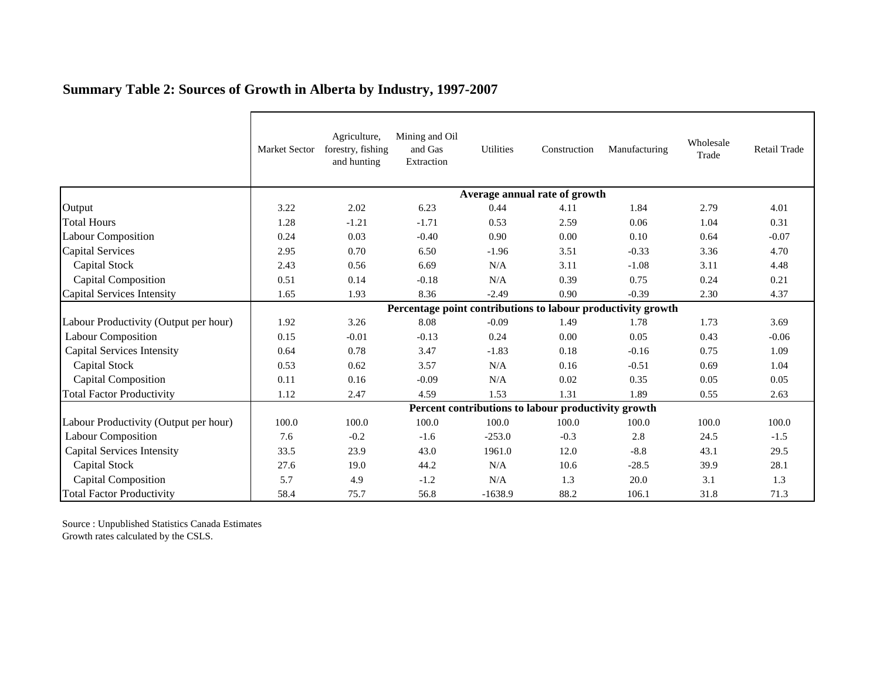## Summary Table 2: Sources of Growth in Alberta by Industry, 1997-2007

| | Market Sector | Agriculture, forestry, fishing and hunting | Mining and Oil and Gas Extraction | Utilities | Construction | Manufacturing | Wholesale Trade | Retail Trade |
|---|---|---|---|---|---|---|---|---|
| | **Average annual rate of growth** | | | | | | | |
| Output | 3.22 | 2.02 | 6.23 | 0.44 | 4.11 | 1.84 | 2.79 | 4.01 |
| Total Hours | 1.28 | -1.21 | -1.71 | 0.53 | 2.59 | 0.06 | 1.04 | 0.31 |
| Labour Composition | 0.24 | 0.03 | -0.40 | 0.90 | 0.00 | 0.10 | 0.64 | -0.07 |
| Capital Services | 2.95 | 0.70 | 6.50 | -1.96 | 3.51 | -0.33 | 3.36 | 4.70 |
| Capital Stock | 2.43 | 0.56 | 6.69 | N/A | 3.11 | -1.08 | 3.11 | 4.48 |
| Capital Composition | 0.51 | 0.14 | -0.18 | N/A | 0.39 | 0.75 | 0.24 | 0.21 |
| Capital Services Intensity | 1.65 | 1.93 | 8.36 | -2.49 | 0.90 | -0.39 | 2.30 | 4.37 |
| | **Percentage point contributions to labour productivity growth** | | | | | | | |
| Labour Productivity (Output per hour) | 1.92 | 3.26 | 8.08 | -0.09 | 1.49 | 1.78 | 1.73 | 3.69 |
| Labour Composition | 0.15 | -0.01 | -0.13 | 0.24 | 0.00 | 0.05 | 0.43 | -0.06 |
| Capital Services Intensity | 0.64 | 0.78 | 3.47 | -1.83 | 0.18 | -0.16 | 0.75 | 1.09 |
| Capital Stock | 0.53 | 0.62 | 3.57 | N/A | 0.16 | -0.51 | 0.69 | 1.04 |
| Capital Composition | 0.11 | 0.16 | -0.09 | N/A | 0.02 | 0.35 | 0.05 | 0.05 |
| Total Factor Productivity | 1.12 | 2.47 | 4.59 | 1.53 | 1.31 | 1.89 | 0.55 | 2.63 |
| | **Percent contributions to labour productivity growth** | | | | | | | |
| Labour Productivity (Output per hour) | 100.0 | 100.0 | 100.0 | 100.0 | 100.0 | 100.0 | 100.0 | 100.0 |
| Labour Composition | 7.6 | -0.2 | -1.6 | -253.0 | -0.3 | 2.8 | 24.5 | -1.5 |
| Capital Services Intensity | 33.5 | 23.9 | 43.0 | 1961.0 | 12.0 | -8.8 | 43.1 | 29.5 |
| Capital Stock | 27.6 | 19.0 | 44.2 | N/A | 10.6 | -28.5 | 39.9 | 28.1 |
| Capital Composition | 5.7 | 4.9 | -1.2 | N/A | 1.3 | 20.0 | 3.1 | 1.3 |
| Total Factor Productivity | 58.4 | 75.7 | 56.8 | -1638.9 | 88.2 | 106.1 | 31.8 | 71.3 |

Source : Unpublished Statistics Canada Estimates
Growth rates calculated by the CSLS.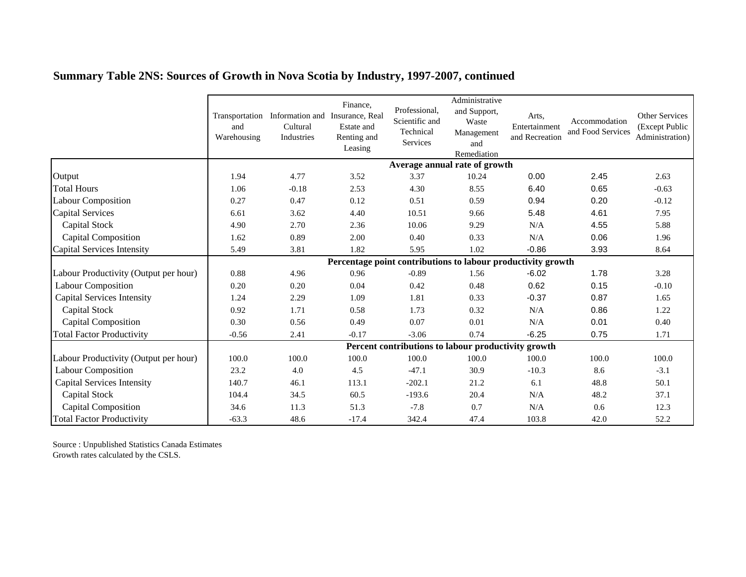## Summary Table 2NS: Sources of Growth in Nova Scotia by Industry, 1997-2007, continued

| | Transportation and Warehousing | Information and Cultural Industries | Finance, Insurance, Real Estate and Renting and Leasing | Professional, Scientific and Technical Services | Administrative and Support, Waste Management and Remediation | Arts, Entertainment and Recreation | Accommodation and Food Services | Other Services (Except Public Administration) |
|---|---|---|---|---|---|---|---|---|
| | **Average annual rate of growth** | | | | | | | |
| Output | 1.94 | 4.77 | 3.52 | 3.37 | 10.24 | 0.00 | 2.45 | 2.63 |
| Total Hours | 1.06 | -0.18 | 2.53 | 4.30 | 8.55 | 6.40 | 0.65 | -0.63 |
| Labour Composition | 0.27 | 0.47 | 0.12 | 0.51 | 0.59 | 0.94 | 0.20 | -0.12 |
| Capital Services | 6.61 | 3.62 | 4.40 | 10.51 | 9.66 | 5.48 | 4.61 | 7.95 |
| Capital Stock | 4.90 | 2.70 | 2.36 | 10.06 | 9.29 | N/A | 4.55 | 5.88 |
| Capital Composition | 1.62 | 0.89 | 2.00 | 0.40 | 0.33 | N/A | 0.06 | 1.96 |
| Capital Services Intensity | 5.49 | 3.81 | 1.82 | 5.95 | 1.02 | -0.86 | 3.93 | 8.64 |
| | **Percentage point contributions to labour productivity growth** | | | | | | | |
| Labour Productivity (Output per hour) | 0.88 | 4.96 | 0.96 | -0.89 | 1.56 | -6.02 | 1.78 | 3.28 |
| Labour Composition | 0.20 | 0.20 | 0.04 | 0.42 | 0.48 | 0.62 | 0.15 | -0.10 |
| Capital Services Intensity | 1.24 | 2.29 | 1.09 | 1.81 | 0.33 | -0.37 | 0.87 | 1.65 |
| Capital Stock | 0.92 | 1.71 | 0.58 | 1.73 | 0.32 | N/A | 0.86 | 1.22 |
| Capital Composition | 0.30 | 0.56 | 0.49 | 0.07 | 0.01 | N/A | 0.01 | 0.40 |
| Total Factor Productivity | -0.56 | 2.41 | -0.17 | -3.06 | 0.74 | -6.25 | 0.75 | 1.71 |
| | **Percent contributions to labour productivity growth** | | | | | | | |
| Labour Productivity (Output per hour) | 100.0 | 100.0 | 100.0 | 100.0 | 100.0 | 100.0 | 100.0 | 100.0 |
| Labour Composition | 23.2 | 4.0 | 4.5 | -47.1 | 30.9 | -10.3 | 8.6 | -3.1 |
| Capital Services Intensity | 140.7 | 46.1 | 113.1 | -202.1 | 21.2 | 6.1 | 48.8 | 50.1 |
| Capital Stock | 104.4 | 34.5 | 60.5 | -193.6 | 20.4 | N/A | 48.2 | 37.1 |
| Capital Composition | 34.6 | 11.3 | 51.3 | -7.8 | 0.7 | N/A | 0.6 | 12.3 |
| Total Factor Productivity | -63.3 | 48.6 | -17.4 | 342.4 | 47.4 | 103.8 | 42.0 | 52.2 |

Source : Unpublished Statistics Canada Estimates
Growth rates calculated by the CSLS.